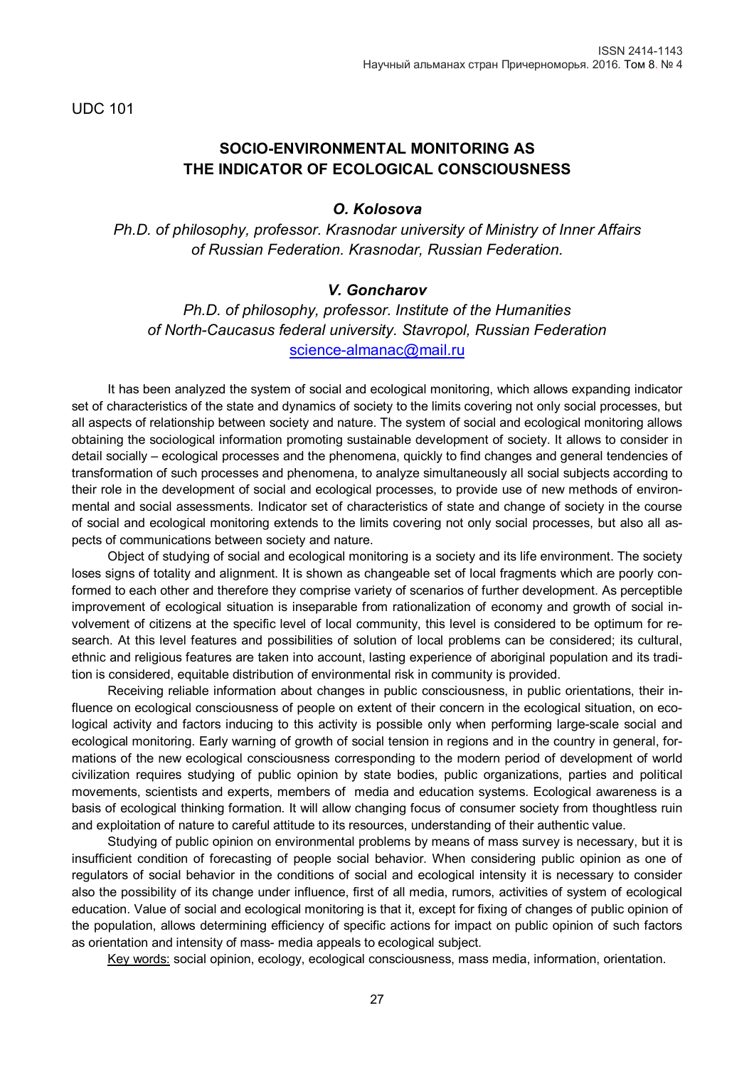UDC 101

# SOCIO-ENVIRONMENTAL MONITORING AS THE INDICATOR OF ECOLOGICAL CONSCIOUSNESS

***O. Kolosova***

*Ph.D. of philosophy, professor. Krasnodar university of Ministry of Inner Affairs of Russian Federation. Krasnodar, Russian Federation.*

***V. Goncharov***

*Ph.D. of philosophy, professor. Institute of the Humanities of North-Caucasus federal university. Stavropol, Russian Federation*

science-almanac@mail.ru

It has been analyzed the system of social and ecological monitoring, which allows expanding indicator set of characteristics of the state and dynamics of society to the limits covering not only social processes, but all aspects of relationship between society and nature. The system of social and ecological monitoring allows obtaining the sociological information promoting sustainable development of society. It allows to consider in detail socially – ecological processes and the phenomena, quickly to find changes and general tendencies of transformation of such processes and phenomena, to analyze simultaneously all social subjects according to their role in the development of social and ecological processes, to provide use of new methods of environmental and social assessments. Indicator set of characteristics of state and change of society in the course of social and ecological monitoring extends to the limits covering not only social processes, but also all aspects of communications between society and nature.

Object of studying of social and ecological monitoring is a society and its life environment. The society loses signs of totality and alignment. It is shown as changeable set of local fragments which are poorly conformed to each other and therefore they comprise variety of scenarios of further development. As perceptible improvement of ecological situation is inseparable from rationalization of economy and growth of social involvement of citizens at the specific level of local community, this level is considered to be optimum for research. At this level features and possibilities of solution of local problems can be considered; its cultural, ethnic and religious features are taken into account, lasting experience of aboriginal population and its tradition is considered, equitable distribution of environmental risk in community is provided.

Receiving reliable information about changes in public consciousness, in public orientations, their influence on ecological consciousness of people on extent of their concern in the ecological situation, on ecological activity and factors inducing to this activity is possible only when performing large-scale social and ecological monitoring. Early warning of growth of social tension in regions and in the country in general, formations of the new ecological consciousness corresponding to the modern period of development of world civilization requires studying of public opinion by state bodies, public organizations, parties and political movements, scientists and experts, members of media and education systems. Ecological awareness is a basis of ecological thinking formation. It will allow changing focus of consumer society from thoughtless ruin and exploitation of nature to careful attitude to its resources, understanding of their authentic value.

Studying of public opinion on environmental problems by means of mass survey is necessary, but it is insufficient condition of forecasting of people social behavior. When considering public opinion as one of regulators of social behavior in the conditions of social and ecological intensity it is necessary to consider also the possibility of its change under influence, first of all media, rumors, activities of system of ecological education. Value of social and ecological monitoring is that it, except for fixing of changes of public opinion of the population, allows determining efficiency of specific actions for impact on public opinion of such factors as orientation and intensity of mass- media appeals to ecological subject.

Key words: social opinion, ecology, ecological consciousness, mass media, information, orientation.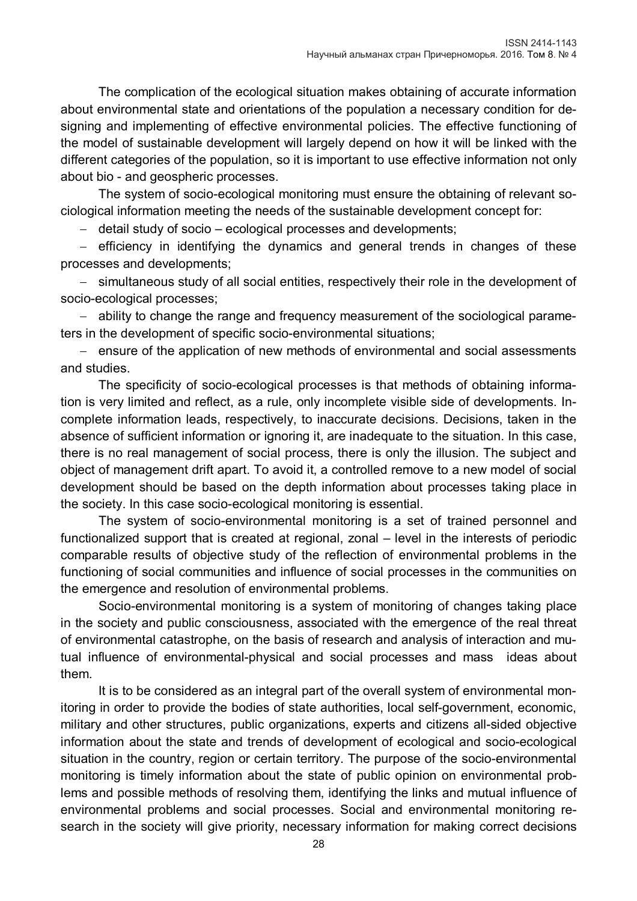The complication of the ecological situation makes obtaining of accurate information about environmental state and orientations of the population a necessary condition for designing and implementing of effective environmental policies. The effective functioning of the model of sustainable development will largely depend on how it will be linked with the different categories of the population, so it is important to use effective information not only about bio - and geospheric processes.

The system of socio-ecological monitoring must ensure the obtaining of relevant sociological information meeting the needs of the sustainable development concept for:

- detail study of socio – ecological processes and developments;
- efficiency in identifying the dynamics and general trends in changes of these processes and developments;
- simultaneous study of all social entities, respectively their role in the development of socio-ecological processes;
- ability to change the range and frequency measurement of the sociological parameters in the development of specific socio-environmental situations;
- ensure of the application of new methods of environmental and social assessments and studies.

The specificity of socio-ecological processes is that methods of obtaining information is very limited and reflect, as a rule, only incomplete visible side of developments. Incomplete information leads, respectively, to inaccurate decisions. Decisions, taken in the absence of sufficient information or ignoring it, are inadequate to the situation. In this case, there is no real management of social process, there is only the illusion. The subject and object of management drift apart. To avoid it, a controlled remove to a new model of social development should be based on the depth information about processes taking place in the society. In this case socio-ecological monitoring is essential.

The system of socio-environmental monitoring is a set of trained personnel and functionalized support that is created at regional, zonal – level in the interests of periodic comparable results of objective study of the reflection of environmental problems in the functioning of social communities and influence of social processes in the communities on the emergence and resolution of environmental problems.

Socio-environmental monitoring is a system of monitoring of changes taking place in the society and public consciousness, associated with the emergence of the real threat of environmental catastrophe, on the basis of research and analysis of interaction and mutual influence of environmental-physical and social processes and mass ideas about them.

It is to be considered as an integral part of the overall system of environmental monitoring in order to provide the bodies of state authorities, local self-government, economic, military and other structures, public organizations, experts and citizens all-sided objective information about the state and trends of development of ecological and socio-ecological situation in the country, region or certain territory. The purpose of the socio-environmental monitoring is timely information about the state of public opinion on environmental problems and possible methods of resolving them, identifying the links and mutual influence of environmental problems and social processes. Social and environmental monitoring research in the society will give priority, necessary information for making correct decisions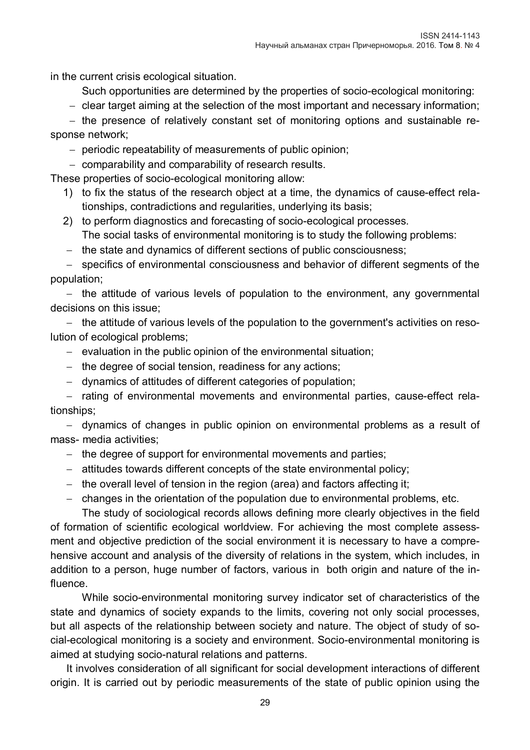in the current crisis ecological situation.

Such opportunities are determined by the properties of socio-ecological monitoring:

- clear target aiming at the selection of the most important and necessary information;
- the presence of relatively constant set of monitoring options and sustainable response network;
- periodic repeatability of measurements of public opinion;
- comparability and comparability of research results.

These properties of socio-ecological monitoring allow:

1) to fix the status of the research object at a time, the dynamics of cause-effect relationships, contradictions and regularities, underlying its basis;
2) to perform diagnostics and forecasting of socio-ecological processes.

The social tasks of environmental monitoring is to study the following problems:

- the state and dynamics of different sections of public consciousness;
- specifics of environmental consciousness and behavior of different segments of the population;
- the attitude of various levels of population to the environment, any governmental decisions on this issue;
- the attitude of various levels of the population to the government's activities on resolution of ecological problems;
- evaluation in the public opinion of the environmental situation;
- the degree of social tension, readiness for any actions;
- dynamics of attitudes of different categories of population;
- rating of environmental movements and environmental parties, cause-effect relationships;
- dynamics of changes in public opinion on environmental problems as a result of mass- media activities;
- the degree of support for environmental movements and parties;
- attitudes towards different concepts of the state environmental policy;
- the overall level of tension in the region (area) and factors affecting it;
- changes in the orientation of the population due to environmental problems, etc.

The study of sociological records allows defining more clearly objectives in the field of formation of scientific ecological worldview. For achieving the most complete assessment and objective prediction of the social environment it is necessary to have a comprehensive account and analysis of the diversity of relations in the system, which includes, in addition to a person, huge number of factors, various in both origin and nature of the influence.

While socio-environmental monitoring survey indicator set of characteristics of the state and dynamics of society expands to the limits, covering not only social processes, but all aspects of the relationship between society and nature. The object of study of social-ecological monitoring is a society and environment. Socio-environmental monitoring is aimed at studying socio-natural relations and patterns.

It involves consideration of all significant for social development interactions of different origin. It is carried out by periodic measurements of the state of public opinion using the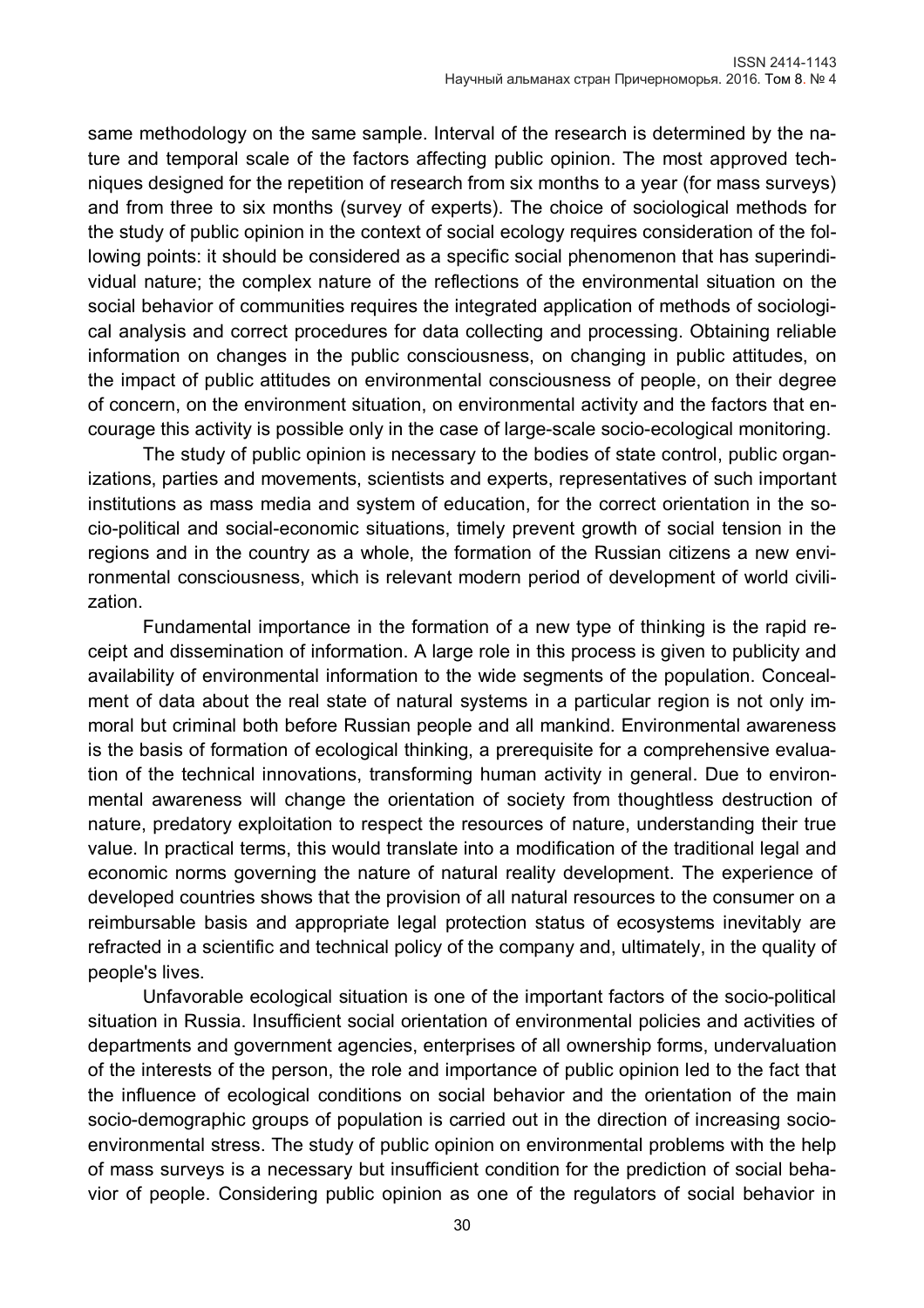same methodology on the same sample. Interval of the research is determined by the nature and temporal scale of the factors affecting public opinion. The most approved techniques designed for the repetition of research from six months to a year (for mass surveys) and from three to six months (survey of experts). The choice of sociological methods for the study of public opinion in the context of social ecology requires consideration of the following points: it should be considered as a specific social phenomenon that has superindividual nature; the complex nature of the reflections of the environmental situation on the social behavior of communities requires the integrated application of methods of sociological analysis and correct procedures for data collecting and processing. Obtaining reliable information on changes in the public consciousness, on changing in public attitudes, on the impact of public attitudes on environmental consciousness of people, on their degree of concern, on the environment situation, on environmental activity and the factors that encourage this activity is possible only in the case of large-scale socio-ecological monitoring.

The study of public opinion is necessary to the bodies of state control, public organizations, parties and movements, scientists and experts, representatives of such important institutions as mass media and system of education, for the correct orientation in the socio-political and social-economic situations, timely prevent growth of social tension in the regions and in the country as a whole, the formation of the Russian citizens a new environmental consciousness, which is relevant modern period of development of world civilization.

Fundamental importance in the formation of a new type of thinking is the rapid receipt and dissemination of information. A large role in this process is given to publicity and availability of environmental information to the wide segments of the population. Concealment of data about the real state of natural systems in a particular region is not only immoral but criminal both before Russian people and all mankind. Environmental awareness is the basis of formation of ecological thinking, a prerequisite for a comprehensive evaluation of the technical innovations, transforming human activity in general. Due to environmental awareness will change the orientation of society from thoughtless destruction of nature, predatory exploitation to respect the resources of nature, understanding their true value. In practical terms, this would translate into a modification of the traditional legal and economic norms governing the nature of natural reality development. The experience of developed countries shows that the provision of all natural resources to the consumer on a reimbursable basis and appropriate legal protection status of ecosystems inevitably are refracted in a scientific and technical policy of the company and, ultimately, in the quality of people's lives.

Unfavorable ecological situation is one of the important factors of the socio-political situation in Russia. Insufficient social orientation of environmental policies and activities of departments and government agencies, enterprises of all ownership forms, undervaluation of the interests of the person, the role and importance of public opinion led to the fact that the influence of ecological conditions on social behavior and the orientation of the main socio-demographic groups of population is carried out in the direction of increasing socio-environmental stress. The study of public opinion on environmental problems with the help of mass surveys is a necessary but insufficient condition for the prediction of social behavior of people. Considering public opinion as one of the regulators of social behavior in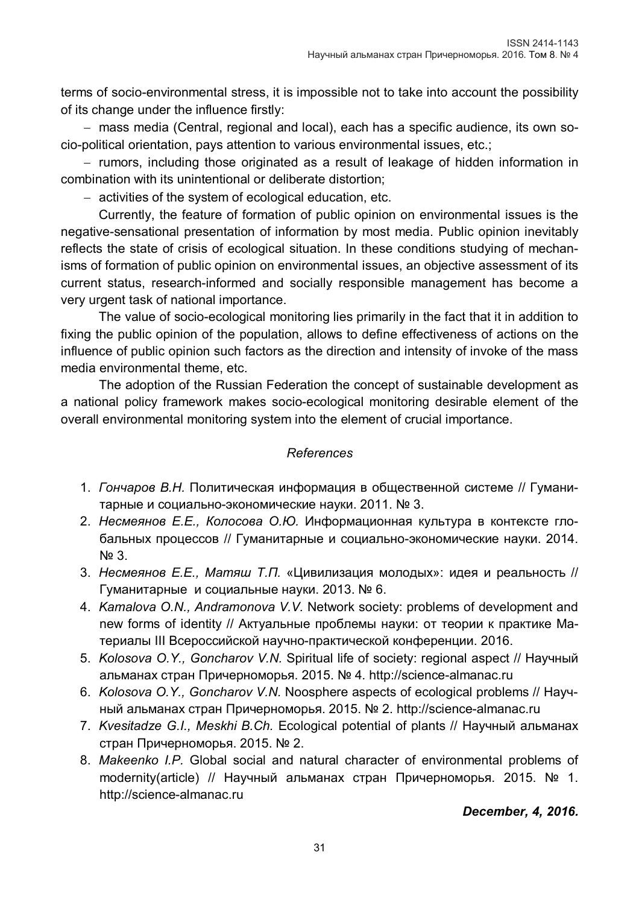terms of socio-environmental stress, it is impossible not to take into account the possibility of its change under the influence firstly:

- mass media (Central, regional and local), each has a specific audience, its own socio-political orientation, pays attention to various environmental issues, etc.;
- rumors, including those originated as a result of leakage of hidden information in combination with its unintentional or deliberate distortion;
- activities of the system of ecological education, etc.

Currently, the feature of formation of public opinion on environmental issues is the negative-sensational presentation of information by most media. Public opinion inevitably reflects the state of crisis of ecological situation. In these conditions studying of mechanisms of formation of public opinion on environmental issues, an objective assessment of its current status, research-informed and socially responsible management has become a very urgent task of national importance.

The value of socio-ecological monitoring lies primarily in the fact that it in addition to fixing the public opinion of the population, allows to define effectiveness of actions on the influence of public opinion such factors as the direction and intensity of invoke of the mass media environmental theme, etc.

The adoption of the Russian Federation the concept of sustainable development as a national policy framework makes socio-ecological monitoring desirable element of the overall environmental monitoring system into the element of crucial importance.

*References*

1. *Гончаров В.Н.* Политическая информация в общественной системе // Гуманитарные и социально-экономические науки. 2011. № 3.
2. *Несмеянов Е.Е., Колосова О.Ю.* Информационная культура в контексте глобальных процессов // Гуманитарные и социально-экономические науки. 2014. № 3.
3. *Несмеянов Е.Е., Матяш Т.П.* «Цивилизация молодых»: идея и реальность // Гуманитарные и социальные науки. 2013. № 6.
4. *Kamalova O.N., Andramonova V.V.* Network society: problems of development and new forms of identity // Актуальные проблемы науки: от теории к практике Материалы III Всероссийской научно-практической конференции. 2016.
5. *Kolosova O.Y., Goncharov V.N.* Spiritual life of society: regional aspect // Научный альманах стран Причерноморья. 2015. № 4. http://science-almanac.ru
6. *Kolosova O.Y., Goncharov V.N.* Noosphere aspects of ecological problems // Научный альманах стран Причерноморья. 2015. № 2. http://science-almanac.ru
7. *Kvesitadze G.I., Meskhi B.Ch.* Ecological potential of plants // Научный альманах стран Причерноморья. 2015. № 2.
8. *Makeenko I.P.* Global social and natural character of environmental problems of modernity(article) // Научный альманах стран Причерноморья. 2015. № 1. http://science-almanac.ru

***December, 4, 2016.***